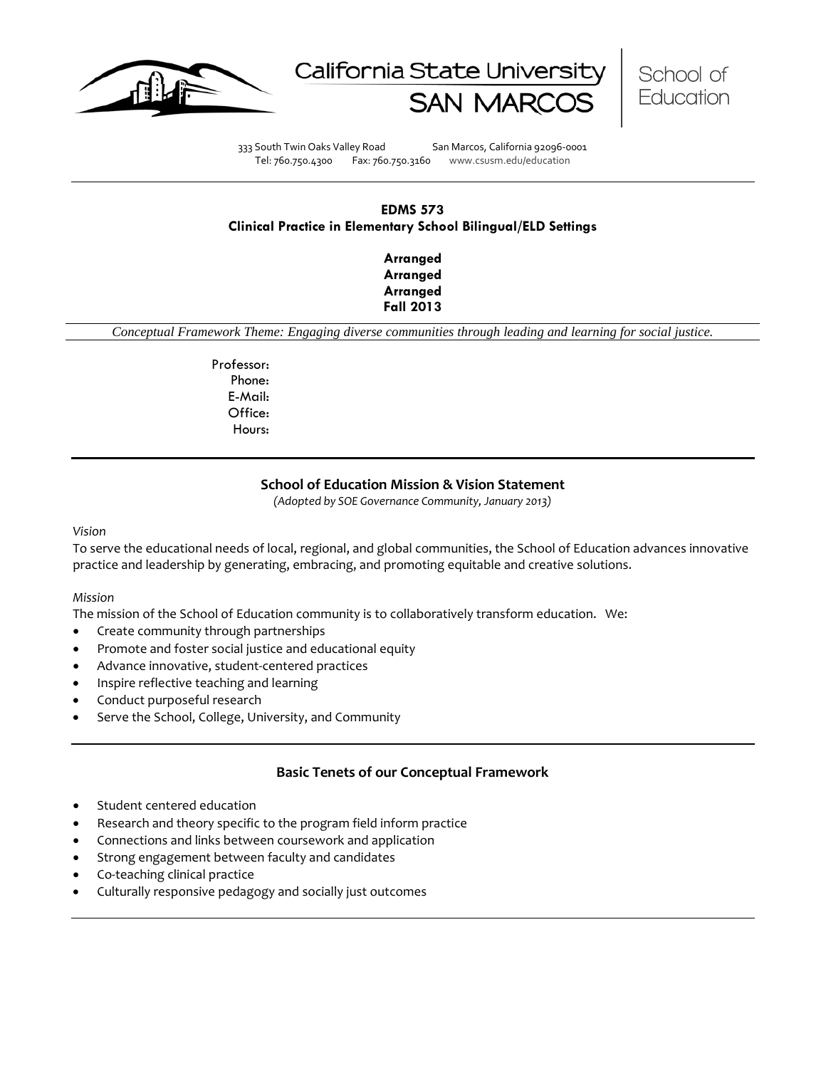California State University SAN MARCOS | School of Education

333 South Twin Oaks Valley Road San Marcos, California 92096-0001
Tel: 760.750.4300 Fax: 760.750.3160 www.csusm.edu/education

# EDMS 573
## Clinical Practice in Elementary School Bilingual/ELD Settings

**Arranged**
**Arranged**
**Arranged**
**Fall 2013**

*Conceptual Framework Theme: Engaging diverse communities through leading and learning for social justice.*

Professor:
Phone:
E-Mail:
Office:
Hours:

## School of Education Mission & Vision Statement

*(Adopted by SOE Governance Community, January 2013)*

*Vision*

To serve the educational needs of local, regional, and global communities, the School of Education advances innovative practice and leadership by generating, embracing, and promoting equitable and creative solutions.

*Mission*

The mission of the School of Education community is to collaboratively transform education. We:

- Create community through partnerships
- Promote and foster social justice and educational equity
- Advance innovative, student-centered practices
- Inspire reflective teaching and learning
- Conduct purposeful research
- Serve the School, College, University, and Community

## Basic Tenets of our Conceptual Framework

- Student centered education
- Research and theory specific to the program field inform practice
- Connections and links between coursework and application
- Strong engagement between faculty and candidates
- Co-teaching clinical practice
- Culturally responsive pedagogy and socially just outcomes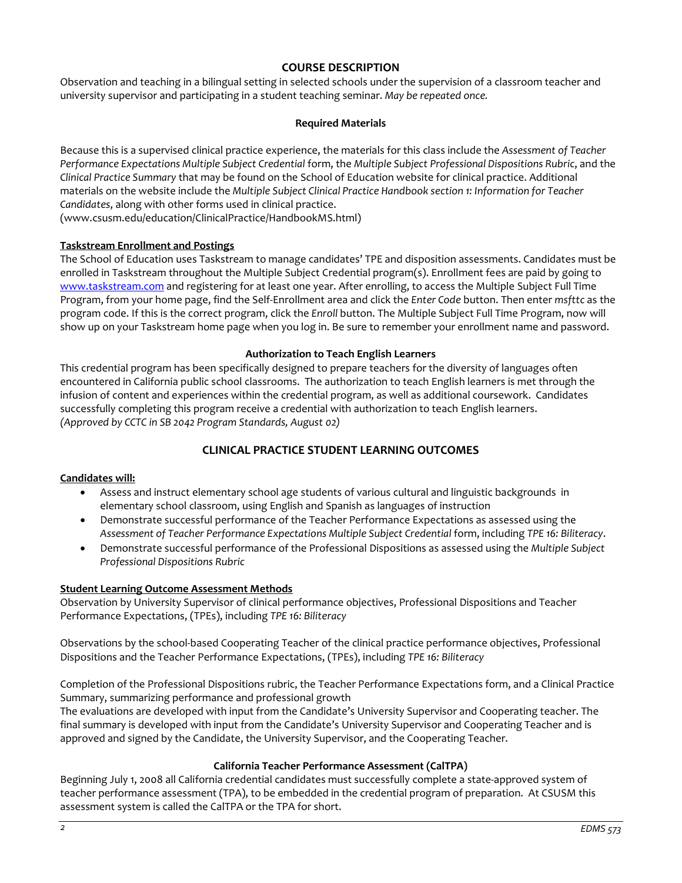## COURSE DESCRIPTION

Observation and teaching in a bilingual setting in selected schools under the supervision of a classroom teacher and university supervisor and participating in a student teaching seminar. *May be repeated once.*

### Required Materials

Because this is a supervised clinical practice experience, the materials for this class include the *Assessment of Teacher Performance Expectations Multiple Subject Credential* form, the *Multiple Subject Professional Dispositions Rubric*, and the *Clinical Practice Summary* that may be found on the School of Education website for clinical practice. Additional materials on the website include the *Multiple Subject Clinical Practice Handbook section 1: Information for Teacher Candidates*, along with other forms used in clinical practice. (www.csusm.edu/education/ClinicalPractice/HandbookMS.html)

**Taskstream Enrollment and Postings**

The School of Education uses Taskstream to manage candidates' TPE and disposition assessments. Candidates must be enrolled in Taskstream throughout the Multiple Subject Credential program(s). Enrollment fees are paid by going to www.taskstream.com and registering for at least one year. After enrolling, to access the Multiple Subject Full Time Program, from your home page, find the Self-Enrollment area and click the *Enter Code* button. Then enter *msfttc* as the program code. If this is the correct program, click the *Enroll* button. The Multiple Subject Full Time Program, now will show up on your Taskstream home page when you log in. Be sure to remember your enrollment name and password.

### Authorization to Teach English Learners

This credential program has been specifically designed to prepare teachers for the diversity of languages often encountered in California public school classrooms. The authorization to teach English learners is met through the infusion of content and experiences within the credential program, as well as additional coursework. Candidates successfully completing this program receive a credential with authorization to teach English learners. *(Approved by CCTC in SB 2042 Program Standards, August 02)*

## CLINICAL PRACTICE STUDENT LEARNING OUTCOMES

**Candidates will:**

- Assess and instruct elementary school age students of various cultural and linguistic backgrounds in elementary school classroom, using English and Spanish as languages of instruction
- Demonstrate successful performance of the Teacher Performance Expectations as assessed using the *Assessment of Teacher Performance Expectations Multiple Subject Credential* form, including *TPE 16: Biliteracy*.
- Demonstrate successful performance of the Professional Dispositions as assessed using the *Multiple Subject Professional Dispositions Rubric*

**Student Learning Outcome Assessment Methods**

Observation by University Supervisor of clinical performance objectives, Professional Dispositions and Teacher Performance Expectations, (TPEs), including *TPE 16: Biliteracy*

Observations by the school-based Cooperating Teacher of the clinical practice performance objectives, Professional Dispositions and the Teacher Performance Expectations, (TPEs), including *TPE 16: Biliteracy*

Completion of the Professional Dispositions rubric, the Teacher Performance Expectations form, and a Clinical Practice Summary, summarizing performance and professional growth

The evaluations are developed with input from the Candidate's University Supervisor and Cooperating teacher. The final summary is developed with input from the Candidate's University Supervisor and Cooperating Teacher and is approved and signed by the Candidate, the University Supervisor, and the Cooperating Teacher.

### California Teacher Performance Assessment (CalTPA)

Beginning July 1, 2008 all California credential candidates must successfully complete a state-approved system of teacher performance assessment (TPA), to be embedded in the credential program of preparation. At CSUSM this assessment system is called the CalTPA or the TPA for short.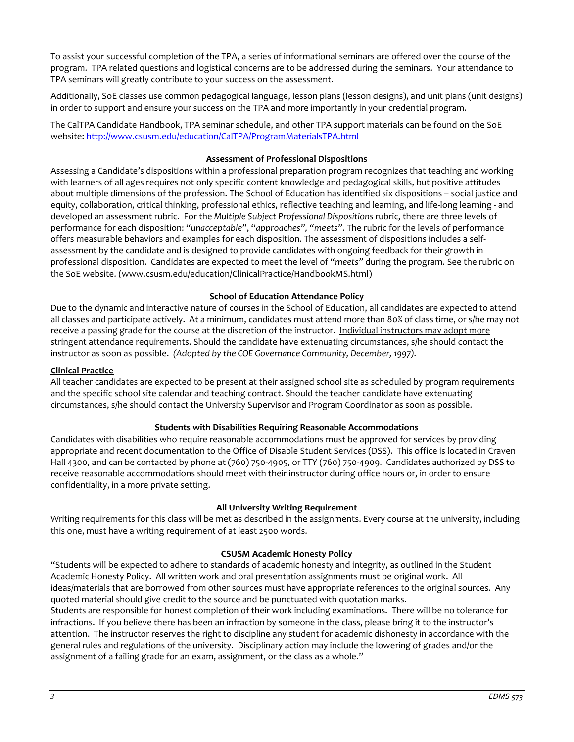To assist your successful completion of the TPA, a series of informational seminars are offered over the course of the program. TPA related questions and logistical concerns are to be addressed during the seminars. Your attendance to TPA seminars will greatly contribute to your success on the assessment.

Additionally, SoE classes use common pedagogical language, lesson plans (lesson designs), and unit plans (unit designs) in order to support and ensure your success on the TPA and more importantly in your credential program.

The CalTPA Candidate Handbook, TPA seminar schedule, and other TPA support materials can be found on the SoE website: [http://www.csusm.edu/education/CalTPA/ProgramMaterialsTPA.html](http://www.csusm.edu/education/CalTPA/ProgramMaterialsTPA.html)

### Assessment of Professional Dispositions

Assessing a Candidate's dispositions within a professional preparation program recognizes that teaching and working with learners of all ages requires not only specific content knowledge and pedagogical skills, but positive attitudes about multiple dimensions of the profession. The School of Education has identified six dispositions – social justice and equity, collaboration, critical thinking, professional ethics, reflective teaching and learning, and life-long learning - and developed an assessment rubric. For the *Multiple Subject Professional Dispositions* rubric, there are three levels of performance for each disposition: "*unacceptable*", "*approaches*", "*meets*". The rubric for the levels of performance offers measurable behaviors and examples for each disposition. The assessment of dispositions includes a self-assessment by the candidate and is designed to provide candidates with ongoing feedback for their growth in professional disposition. Candidates are expected to meet the level of "*meets*" during the program. See the rubric on the SoE website. (www.csusm.edu/education/ClinicalPractice/HandbookMS.html)

### School of Education Attendance Policy

Due to the dynamic and interactive nature of courses in the School of Education, all candidates are expected to attend all classes and participate actively. At a minimum, candidates must attend more than 80% of class time, or s/he may not receive a passing grade for the course at the discretion of the instructor. Individual instructors may adopt more stringent attendance requirements. Should the candidate have extenuating circumstances, s/he should contact the instructor as soon as possible. *(Adopted by the COE Governance Community, December, 1997).*

**Clinical Practice**

All teacher candidates are expected to be present at their assigned school site as scheduled by program requirements and the specific school site calendar and teaching contract. Should the teacher candidate have extenuating circumstances, s/he should contact the University Supervisor and Program Coordinator as soon as possible.

### Students with Disabilities Requiring Reasonable Accommodations

Candidates with disabilities who require reasonable accommodations must be approved for services by providing appropriate and recent documentation to the Office of Disable Student Services (DSS). This office is located in Craven Hall 4300, and can be contacted by phone at (760) 750-4905, or TTY (760) 750-4909. Candidates authorized by DSS to receive reasonable accommodations should meet with their instructor during office hours or, in order to ensure confidentiality, in a more private setting.

### All University Writing Requirement

Writing requirements for this class will be met as described in the assignments. Every course at the university, including this one, must have a writing requirement of at least 2500 words.

### CSUSM Academic Honesty Policy

"Students will be expected to adhere to standards of academic honesty and integrity, as outlined in the Student Academic Honesty Policy. All written work and oral presentation assignments must be original work. All ideas/materials that are borrowed from other sources must have appropriate references to the original sources. Any quoted material should give credit to the source and be punctuated with quotation marks.

Students are responsible for honest completion of their work including examinations. There will be no tolerance for infractions. If you believe there has been an infraction by someone in the class, please bring it to the instructor's attention. The instructor reserves the right to discipline any student for academic dishonesty in accordance with the general rules and regulations of the university. Disciplinary action may include the lowering of grades and/or the assignment of a failing grade for an exam, assignment, or the class as a whole."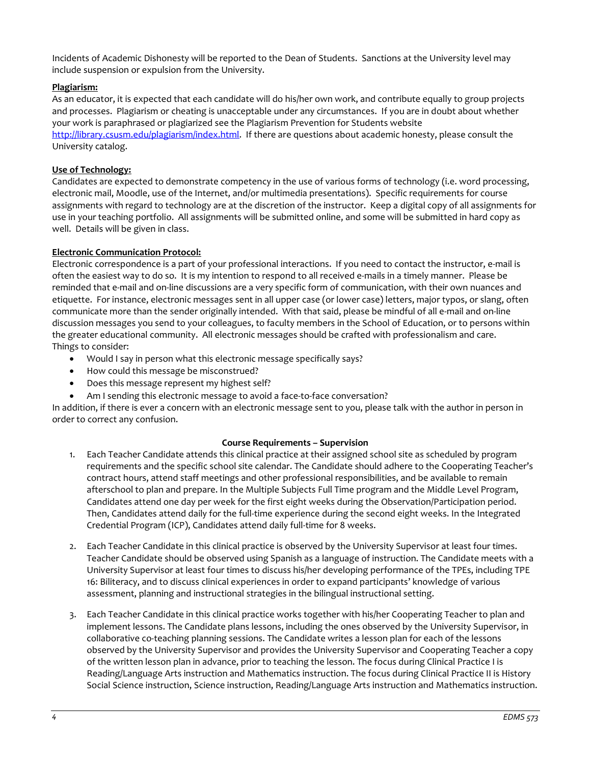Incidents of Academic Dishonesty will be reported to the Dean of Students. Sanctions at the University level may include suspension or expulsion from the University.

**Plagiarism:**

As an educator, it is expected that each candidate will do his/her own work, and contribute equally to group projects and processes. Plagiarism or cheating is unacceptable under any circumstances. If you are in doubt about whether your work is paraphrased or plagiarized see the Plagiarism Prevention for Students website http://library.csusm.edu/plagiarism/index.html. If there are questions about academic honesty, please consult the University catalog.

**Use of Technology:**

Candidates are expected to demonstrate competency in the use of various forms of technology (i.e. word processing, electronic mail, Moodle, use of the Internet, and/or multimedia presentations). Specific requirements for course assignments with regard to technology are at the discretion of the instructor. Keep a digital copy of all assignments for use in your teaching portfolio. All assignments will be submitted online, and some will be submitted in hard copy as well. Details will be given in class.

**Electronic Communication Protocol:**

Electronic correspondence is a part of your professional interactions. If you need to contact the instructor, e-mail is often the easiest way to do so. It is my intention to respond to all received e-mails in a timely manner. Please be reminded that e-mail and on-line discussions are a very specific form of communication, with their own nuances and etiquette. For instance, electronic messages sent in all upper case (or lower case) letters, major typos, or slang, often communicate more than the sender originally intended. With that said, please be mindful of all e-mail and on-line discussion messages you send to your colleagues, to faculty members in the School of Education, or to persons within the greater educational community. All electronic messages should be crafted with professionalism and care.
Things to consider:

- Would I say in person what this electronic message specifically says?
- How could this message be misconstrued?
- Does this message represent my highest self?
- Am I sending this electronic message to avoid a face-to-face conversation?

In addition, if there is ever a concern with an electronic message sent to you, please talk with the author in person in order to correct any confusion.

## Course Requirements – Supervision

1. Each Teacher Candidate attends this clinical practice at their assigned school site as scheduled by program requirements and the specific school site calendar. The Candidate should adhere to the Cooperating Teacher's contract hours, attend staff meetings and other professional responsibilities, and be available to remain afterschool to plan and prepare. In the Multiple Subjects Full Time program and the Middle Level Program, Candidates attend one day per week for the first eight weeks during the Observation/Participation period. Then, Candidates attend daily for the full-time experience during the second eight weeks. In the Integrated Credential Program (ICP), Candidates attend daily full-time for 8 weeks.

2. Each Teacher Candidate in this clinical practice is observed by the University Supervisor at least four times. Teacher Candidate should be observed using Spanish as a language of instruction. The Candidate meets with a University Supervisor at least four times to discuss his/her developing performance of the TPEs, including TPE 16: Biliteracy, and to discuss clinical experiences in order to expand participants' knowledge of various assessment, planning and instructional strategies in the bilingual instructional setting.

3. Each Teacher Candidate in this clinical practice works together with his/her Cooperating Teacher to plan and implement lessons. The Candidate plans lessons, including the ones observed by the University Supervisor, in collaborative co-teaching planning sessions. The Candidate writes a lesson plan for each of the lessons observed by the University Supervisor and provides the University Supervisor and Cooperating Teacher a copy of the written lesson plan in advance, prior to teaching the lesson. The focus during Clinical Practice I is Reading/Language Arts instruction and Mathematics instruction. The focus during Clinical Practice II is History Social Science instruction, Science instruction, Reading/Language Arts instruction and Mathematics instruction.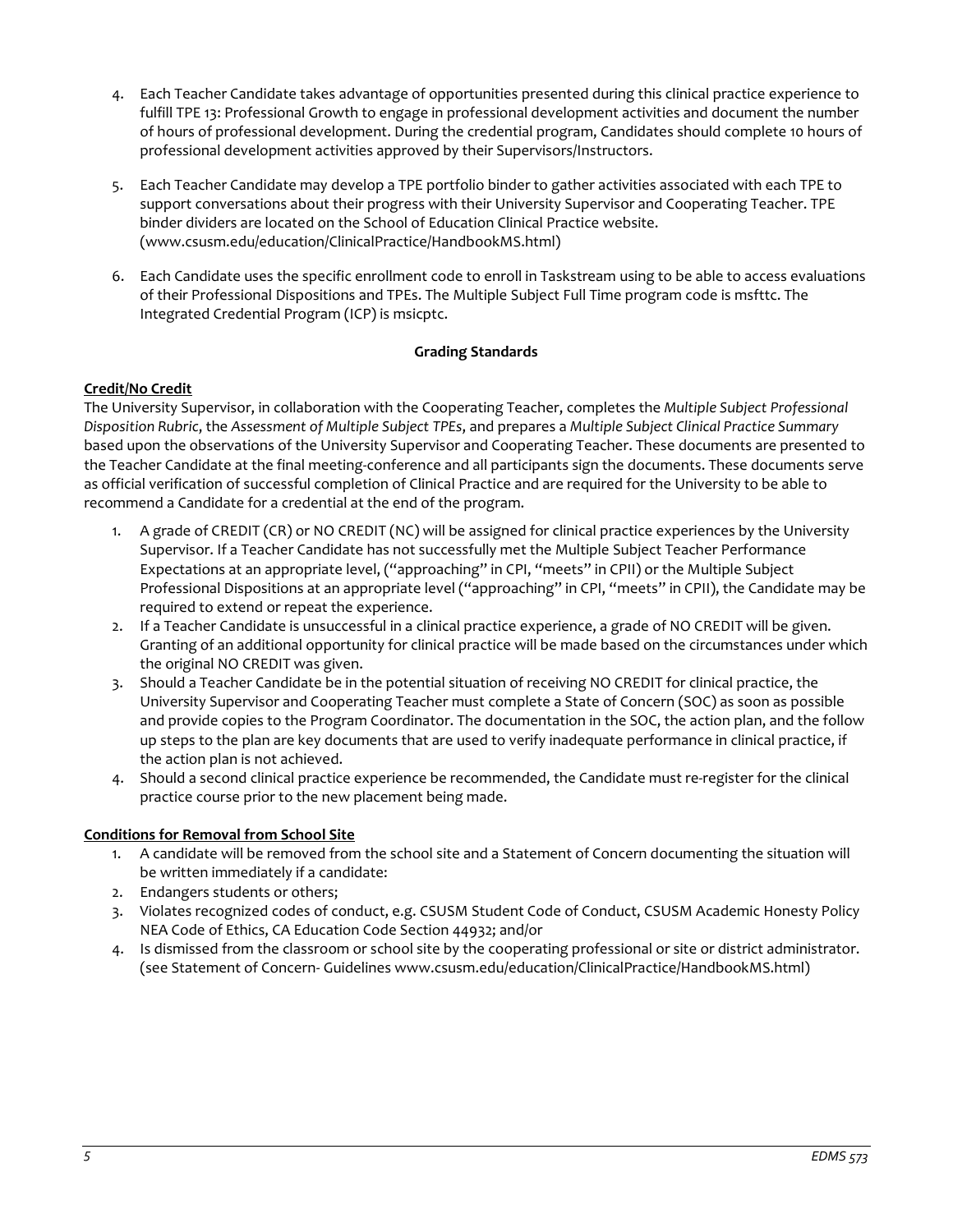4. Each Teacher Candidate takes advantage of opportunities presented during this clinical practice experience to fulfill TPE 13: Professional Growth to engage in professional development activities and document the number of hours of professional development. During the credential program, Candidates should complete 10 hours of professional development activities approved by their Supervisors/Instructors.
5. Each Teacher Candidate may develop a TPE portfolio binder to gather activities associated with each TPE to support conversations about their progress with their University Supervisor and Cooperating Teacher. TPE binder dividers are located on the School of Education Clinical Practice website. (www.csusm.edu/education/ClinicalPractice/HandbookMS.html)
6. Each Candidate uses the specific enrollment code to enroll in Taskstream using to be able to access evaluations of their Professional Dispositions and TPEs. The Multiple Subject Full Time program code is msfttc. The Integrated Credential Program (ICP) is msicptc.

**Grading Standards**

**Credit/No Credit**

The University Supervisor, in collaboration with the Cooperating Teacher, completes the *Multiple Subject Professional Disposition Rubric*, the *Assessment of Multiple Subject TPEs*, and prepares a *Multiple Subject Clinical Practice Summary* based upon the observations of the University Supervisor and Cooperating Teacher. These documents are presented to the Teacher Candidate at the final meeting-conference and all participants sign the documents. These documents serve as official verification of successful completion of Clinical Practice and are required for the University to be able to recommend a Candidate for a credential at the end of the program.

1. A grade of CREDIT (CR) or NO CREDIT (NC) will be assigned for clinical practice experiences by the University Supervisor. If a Teacher Candidate has not successfully met the Multiple Subject Teacher Performance Expectations at an appropriate level, ("approaching" in CPI, "meets" in CPII) or the Multiple Subject Professional Dispositions at an appropriate level ("approaching" in CPI, "meets" in CPII), the Candidate may be required to extend or repeat the experience.
2. If a Teacher Candidate is unsuccessful in a clinical practice experience, a grade of NO CREDIT will be given. Granting of an additional opportunity for clinical practice will be made based on the circumstances under which the original NO CREDIT was given.
3. Should a Teacher Candidate be in the potential situation of receiving NO CREDIT for clinical practice, the University Supervisor and Cooperating Teacher must complete a State of Concern (SOC) as soon as possible and provide copies to the Program Coordinator. The documentation in the SOC, the action plan, and the follow up steps to the plan are key documents that are used to verify inadequate performance in clinical practice, if the action plan is not achieved.
4. Should a second clinical practice experience be recommended, the Candidate must re-register for the clinical practice course prior to the new placement being made.

**Conditions for Removal from School Site**

1. A candidate will be removed from the school site and a Statement of Concern documenting the situation will be written immediately if a candidate:
2. Endangers students or others;
3. Violates recognized codes of conduct, e.g. CSUSM Student Code of Conduct, CSUSM Academic Honesty Policy NEA Code of Ethics, CA Education Code Section 44932; and/or
4. Is dismissed from the classroom or school site by the cooperating professional or site or district administrator. (see Statement of Concern- Guidelines www.csusm.edu/education/ClinicalPractice/HandbookMS.html)